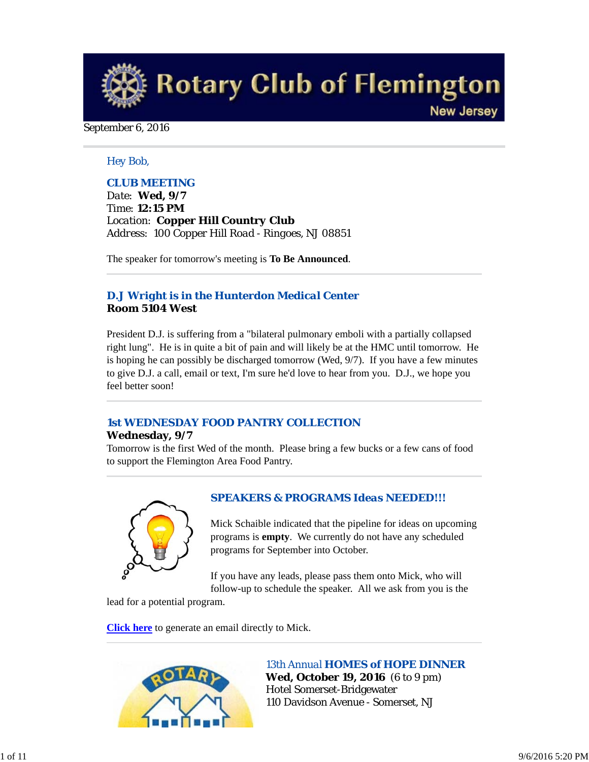# Rotary Club of Flemington

New Jersey

September 6, 2016

Hey Bob,

## CLUB MEETING

Date: **Wed, 9/7**
Time: **12:15 PM**
Location: **Copper Hill Country Club**
Address: 100 Copper Hill Road - Ringoes, NJ 08851

The speaker for tomorrow's meeting is **To Be Announced**.

## D.J Wright is in the Hunterdon Medical Center

**Room 5104 West**

President D.J. is suffering from a "bilateral pulmonary emboli with a partially collapsed right lung". He is in quite a bit of pain and will likely be at the HMC until tomorrow. He is hoping he can possibly be discharged tomorrow (Wed, 9/7). If you have a few minutes to give D.J. a call, email or text, I'm sure he'd love to hear from you. D.J., we hope you feel better soon!

## 1st WEDNESDAY FOOD PANTRY COLLECTION

**Wednesday, 9/7**

Tomorrow is the first Wed of the month. Please bring a few bucks or a few cans of food to support the Flemington Area Food Pantry.

## SPEAKERS & PROGRAMS Ideas NEEDED!!!

Mick Schaible indicated that the pipeline for ideas on upcoming programs is **empty**. We currently do not have any scheduled programs for September into October.

If you have any leads, please pass them onto Mick, who will follow-up to schedule the speaker. All we ask from you is the lead for a potential program.

**Click here** to generate an email directly to Mick.

## 13th Annual HOMES of HOPE DINNER

**Wed, October 19, 2016** (6 to 9 pm)
Hotel Somerset-Bridgewater
110 Davidson Avenue - Somerset, NJ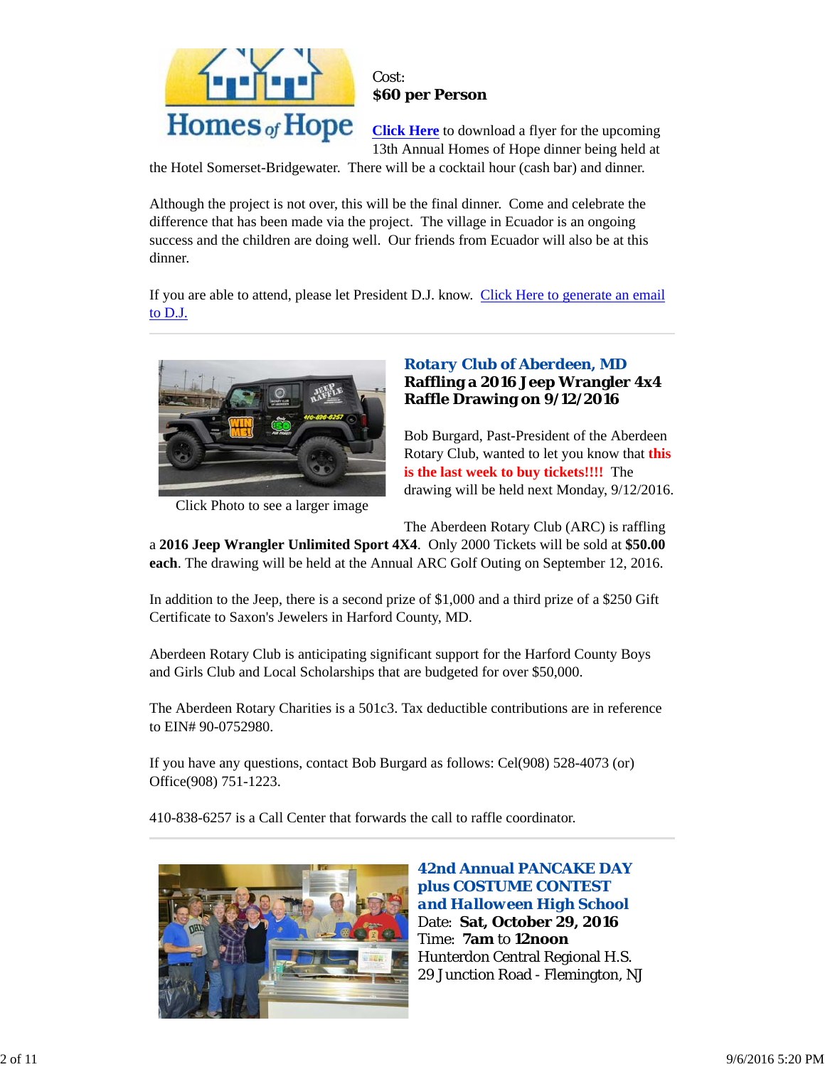Cost:
**$60 per Person**

**Click Here** to download a flyer for the upcoming 13th Annual Homes of Hope dinner being held at the Hotel Somerset-Bridgewater. There will be a cocktail hour (cash bar) and dinner.

Although the project is not over, this will be the final dinner. Come and celebrate the difference that has been made via the project. The village in Ecuador is an ongoing success and the children are doing well. Our friends from Ecuador will also be at this dinner.

If you are able to attend, please let President D.J. know. Click Here to generate an email to D.J.

---

Click Photo to see a larger image

### Rotary Club of Aberdeen, MD
**Raffling a 2016 Jeep Wrangler 4x4**
**Raffle Drawing on 9/12/2016**

Bob Burgard, Past-President of the Aberdeen Rotary Club, wanted to let you know that **this is the last week to buy tickets!!!!** The drawing will be held next Monday, 9/12/2016.

The Aberdeen Rotary Club (ARC) is raffling a **2016 Jeep Wrangler Unlimited Sport 4X4**. Only 2000 Tickets will be sold at **$50.00 each**. The drawing will be held at the Annual ARC Golf Outing on September 12, 2016.

In addition to the Jeep, there is a second prize of $1,000 and a third prize of a $250 Gift Certificate to Saxon's Jewelers in Harford County, MD.

Aberdeen Rotary Club is anticipating significant support for the Harford County Boys and Girls Club and Local Scholarships that are budgeted for over $50,000.

The Aberdeen Rotary Charities is a 501c3. Tax deductible contributions are in reference to EIN# 90-0752980.

If you have any questions, contact Bob Burgard as follows: Cel(908) 528-4073 (or) Office(908) 751-1223.

410-838-6257 is a Call Center that forwards the call to raffle coordinator.

---

### 42nd Annual PANCAKE DAY plus COSTUME CONTEST and Halloween High School

Date: **Sat, October 29, 2016**
Time: **7am** to **12noon**
Hunterdon Central Regional H.S.
29 Junction Road - Flemington, NJ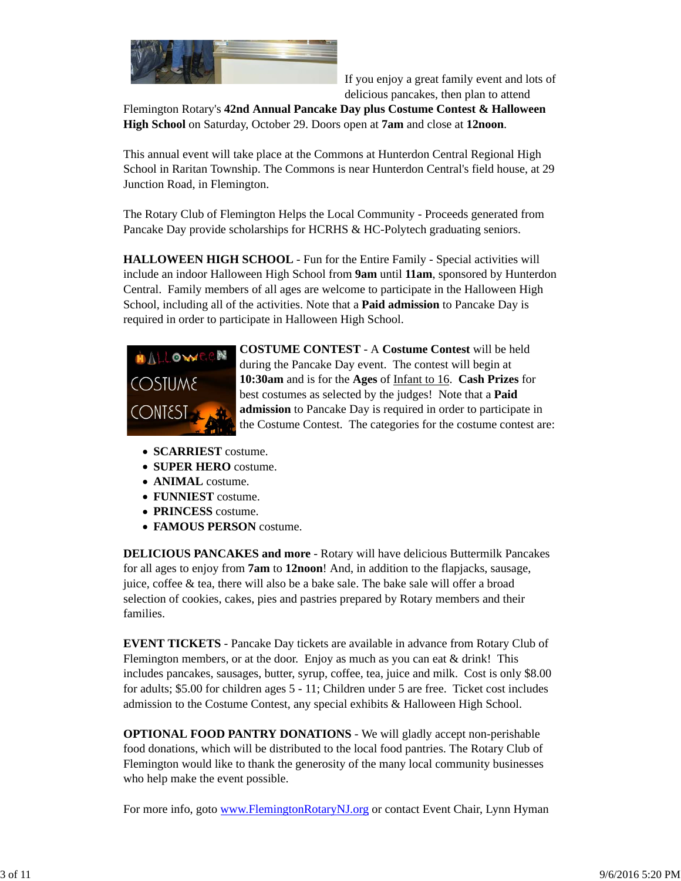If you enjoy a great family event and lots of delicious pancakes, then plan to attend Flemington Rotary's **42nd Annual Pancake Day plus Costume Contest & Halloween High School** on Saturday, October 29. Doors open at **7am** and close at **12noon**.

This annual event will take place at the Commons at Hunterdon Central Regional High School in Raritan Township. The Commons is near Hunterdon Central's field house, at 29 Junction Road, in Flemington.

The Rotary Club of Flemington Helps the Local Community - Proceeds generated from Pancake Day provide scholarships for HCRHS & HC-Polytech graduating seniors.

**HALLOWEEN HIGH SCHOOL** - Fun for the Entire Family - Special activities will include an indoor Halloween High School from **9am** until **11am**, sponsored by Hunterdon Central. Family members of all ages are welcome to participate in the Halloween High School, including all of the activities. Note that a **Paid admission** to Pancake Day is required in order to participate in Halloween High School.

**COSTUME CONTEST** - A **Costume Contest** will be held during the Pancake Day event. The contest will begin at **10:30am** and is for the **Ages** of Infant to 16. **Cash Prizes** for best costumes as selected by the judges! Note that a **Paid admission** to Pancake Day is required in order to participate in the Costume Contest. The categories for the costume contest are:

- **SCARRIEST** costume.
- **SUPER HERO** costume.
- **ANIMAL** costume.
- **FUNNIEST** costume.
- **PRINCESS** costume.
- **FAMOUS PERSON** costume.

**DELICIOUS PANCAKES and more** - Rotary will have delicious Buttermilk Pancakes for all ages to enjoy from **7am** to **12noon**! And, in addition to the flapjacks, sausage, juice, coffee & tea, there will also be a bake sale. The bake sale will offer a broad selection of cookies, cakes, pies and pastries prepared by Rotary members and their families.

**EVENT TICKETS** - Pancake Day tickets are available in advance from Rotary Club of Flemington members, or at the door. Enjoy as much as you can eat & drink! This includes pancakes, sausages, butter, syrup, coffee, tea, juice and milk. Cost is only $8.00 for adults; $5.00 for children ages 5 - 11; Children under 5 are free. Ticket cost includes admission to the Costume Contest, any special exhibits & Halloween High School.

**OPTIONAL FOOD PANTRY DONATIONS** - We will gladly accept non-perishable food donations, which will be distributed to the local food pantries. The Rotary Club of Flemington would like to thank the generosity of the many local community businesses who help make the event possible.

For more info, goto [www.FlemingtonRotaryNJ.org](http://www.FlemingtonRotaryNJ.org) or contact Event Chair, Lynn Hyman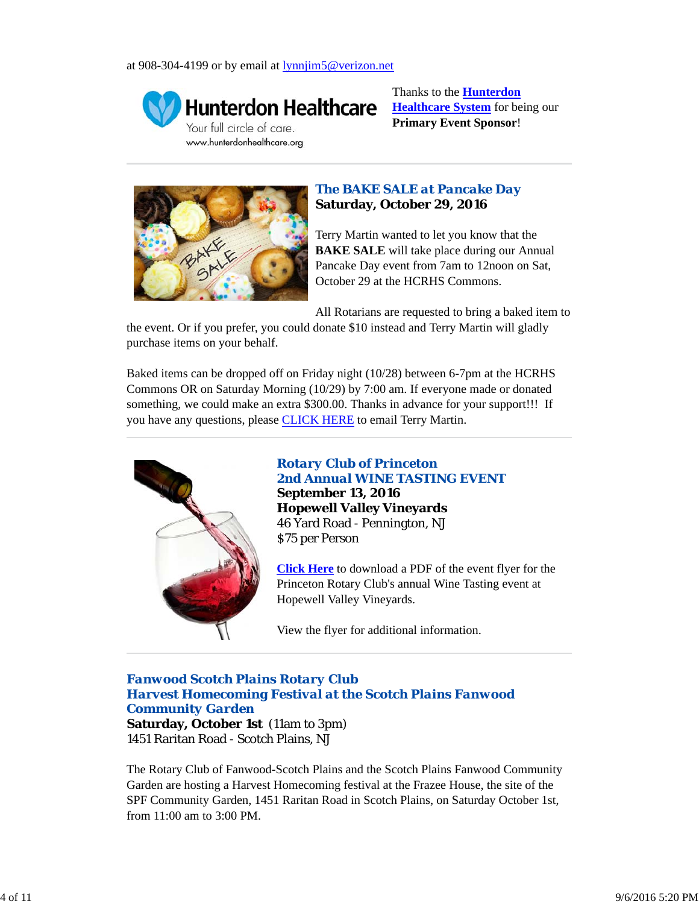at 908-304-4199 or by email at lynnjim5@verizon.net

Thanks to the **Hunterdon Healthcare System** for being our **Primary Event Sponsor**!

---

### *The BAKE SALE at Pancake Day*
**Saturday, October 29, 2016**

Terry Martin wanted to let you know that the **BAKE SALE** will take place during our Annual Pancake Day event from 7am to 12noon on Sat, October 29 at the HCRHS Commons.

All Rotarians are requested to bring a baked item to the event. Or if you prefer, you could donate $10 instead and Terry Martin will gladly purchase items on your behalf.

Baked items can be dropped off on Friday night (10/28) between 6-7pm at the HCRHS Commons OR on Saturday Morning (10/29) by 7:00 am. If everyone made or donated something, we could make an extra $300.00. Thanks in advance for your support!!! If you have any questions, please CLICK HERE to email Terry Martin.

---

### *Rotary Club of Princeton*
### *2nd Annual WINE TASTING EVENT*
**September 13, 2016**
**Hopewell Valley Vineyards**
46 Yard Road - Pennington, NJ
$75 per Person

**Click Here** to download a PDF of the event flyer for the Princeton Rotary Club's annual Wine Tasting event at Hopewell Valley Vineyards.

View the flyer for additional information.

---

### *Fanwood Scotch Plains Rotary Club*
### *Harvest Homecoming Festival at the Scotch Plains Fanwood Community Garden*
**Saturday, October 1st** (11am to 3pm)
1451 Raritan Road - Scotch Plains, NJ

The Rotary Club of Fanwood-Scotch Plains and the Scotch Plains Fanwood Community Garden are hosting a Harvest Homecoming festival at the Frazee House, the site of the SPF Community Garden, 1451 Raritan Road in Scotch Plains, on Saturday October 1st, from 11:00 am to 3:00 PM.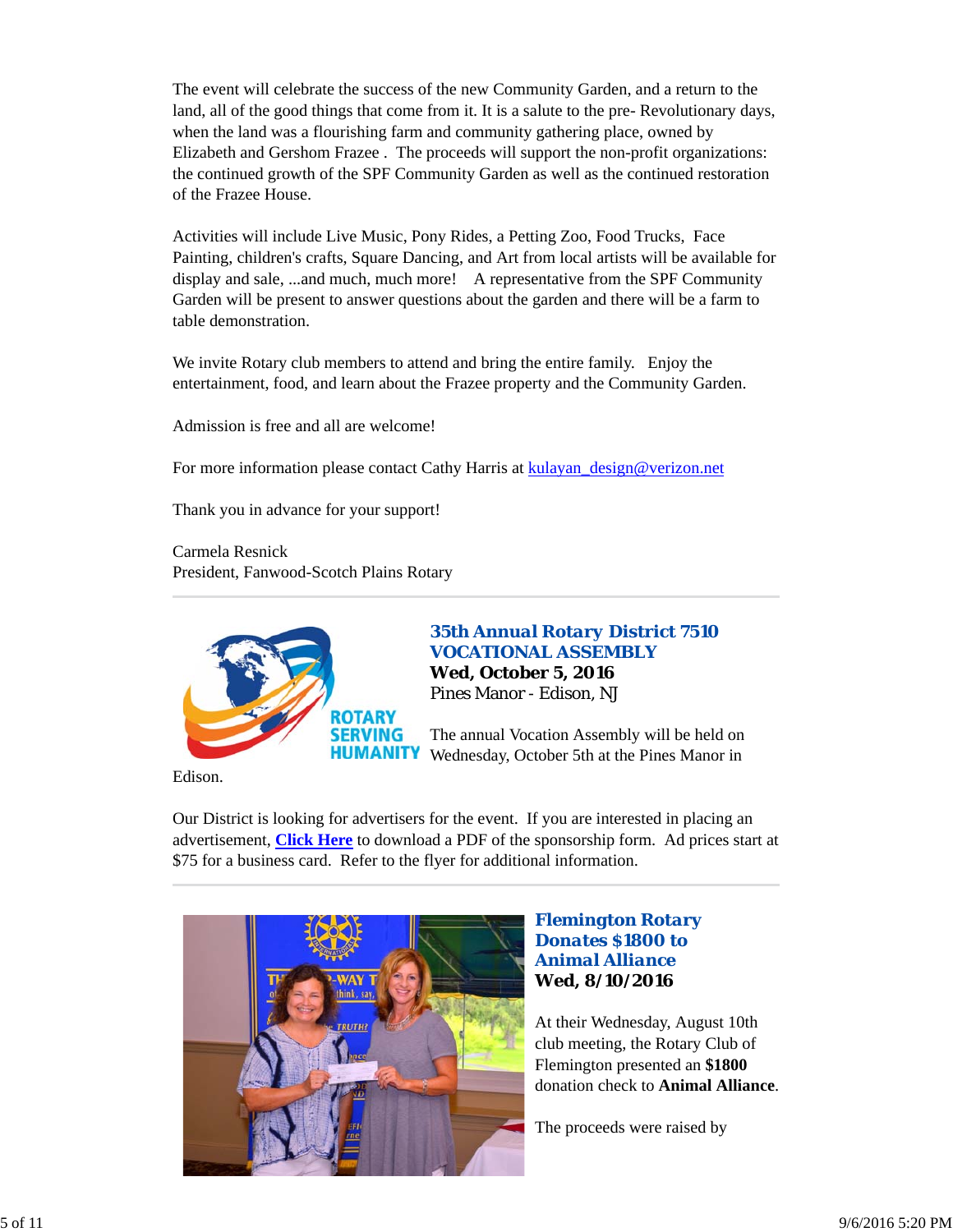The event will celebrate the success of the new Community Garden, and a return to the land, all of the good things that come from it. It is a salute to the pre- Revolutionary days, when the land was a flourishing farm and community gathering place, owned by Elizabeth and Gershom Frazee . The proceeds will support the non-profit organizations: the continued growth of the SPF Community Garden as well as the continued restoration of the Frazee House.

Activities will include Live Music, Pony Rides, a Petting Zoo, Food Trucks, Face Painting, children's crafts, Square Dancing, and Art from local artists will be available for display and sale, ...and much, much more! A representative from the SPF Community Garden will be present to answer questions about the garden and there will be a farm to table demonstration.

We invite Rotary club members to attend and bring the entire family. Enjoy the entertainment, food, and learn about the Frazee property and the Community Garden.

Admission is free and all are welcome!

For more information please contact Cathy Harris at kulayan_design@verizon.net

Thank you in advance for your support!

Carmela Resnick
President, Fanwood-Scotch Plains Rotary

---

## 35th Annual Rotary District 7510 VOCATIONAL ASSEMBLY

**Wed, October 5, 2016**

Pines Manor - Edison, NJ

The annual Vocation Assembly will be held on Wednesday, October 5th at the Pines Manor in Edison.

Our District is looking for advertisers for the event. If you are interested in placing an advertisement, **Click Here** to download a PDF of the sponsorship form. Ad prices start at $75 for a business card. Refer to the flyer for additional information.

---

## Flemington Rotary Donates $1800 to Animal Alliance

**Wed, 8/10/2016**

At their Wednesday, August 10th club meeting, the Rotary Club of Flemington presented an **$1800** donation check to **Animal Alliance**.

The proceeds were raised by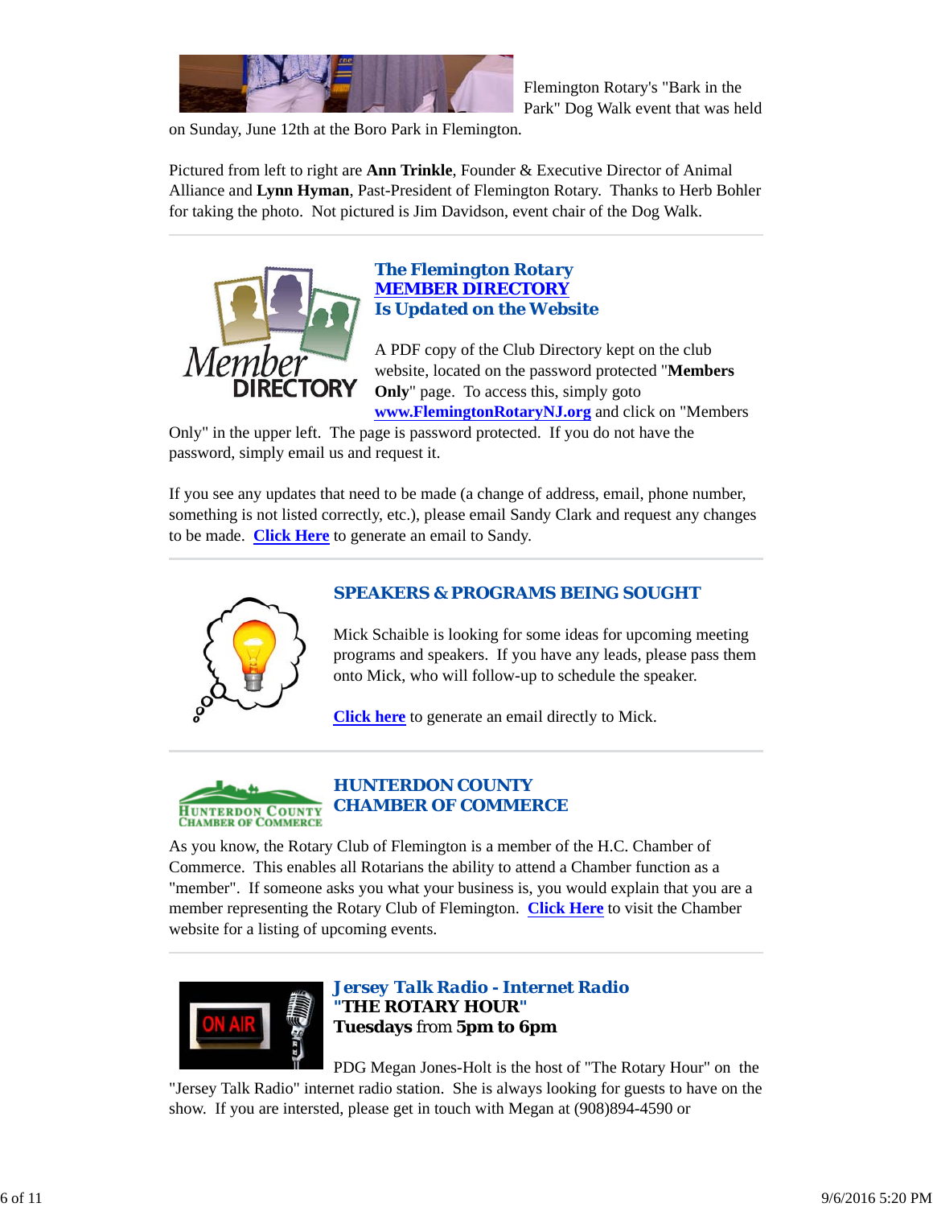Flemington Rotary's "Bark in the Park" Dog Walk event that was held on Sunday, June 12th at the Boro Park in Flemington.

Pictured from left to right are **Ann Trinkle**, Founder & Executive Director of Animal Alliance and **Lynn Hyman**, Past-President of Flemington Rotary. Thanks to Herb Bohler for taking the photo. Not pictured is Jim Davidson, event chair of the Dog Walk.

---

### The Flemington Rotary MEMBER DIRECTORY Is Updated on the Website

A PDF copy of the Club Directory kept on the club website, located on the password protected "**Members Only**" page. To access this, simply goto **www.FlemingtonRotaryNJ.org** and click on "Members Only" in the upper left. The page is password protected. If you do not have the password, simply email us and request it.

If you see any updates that need to be made (a change of address, email, phone number, something is not listed correctly, etc.), please email Sandy Clark and request any changes to be made. **Click Here** to generate an email to Sandy.

---

### SPEAKERS & PROGRAMS BEING SOUGHT

Mick Schaible is looking for some ideas for upcoming meeting programs and speakers. If you have any leads, please pass them onto Mick, who will follow-up to schedule the speaker.

**Click here** to generate an email directly to Mick.

---

### HUNTERDON COUNTY CHAMBER OF COMMERCE

As you know, the Rotary Club of Flemington is a member of the H.C. Chamber of Commerce. This enables all Rotarians the ability to attend a Chamber function as a "member". If someone asks you what your business is, you would explain that you are a member representing the Rotary Club of Flemington. **Click Here** to visit the Chamber website for a listing of upcoming events.

---

### Jersey Talk Radio - Internet Radio "THE ROTARY HOUR" Tuesdays from 5pm to 6pm

PDG Megan Jones-Holt is the host of "The Rotary Hour" on the "Jersey Talk Radio" internet radio station. She is always looking for guests to have on the show. If you are intersted, please get in touch with Megan at (908)894-4590 or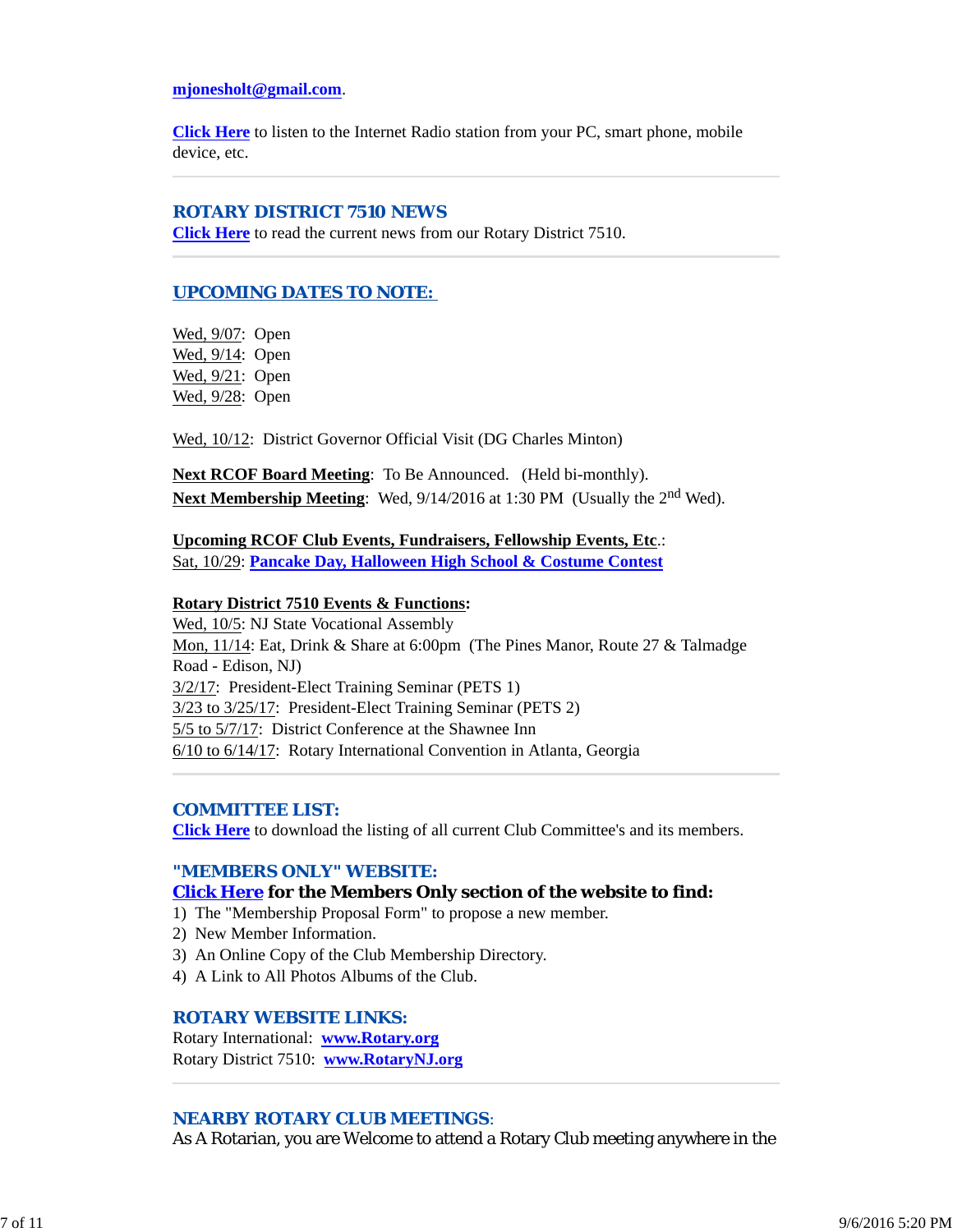**mjonesholt@gmail.com**.

**Click Here** to listen to the Internet Radio station from your PC, smart phone, mobile device, etc.

---

## ROTARY DISTRICT 7510 NEWS

**Click Here** to read the current news from our Rotary District 7510.

---

## UPCOMING DATES TO NOTE:

Wed, 9/07: Open
Wed, 9/14: Open
Wed, 9/21: Open
Wed, 9/28: Open

Wed, 10/12: District Governor Official Visit (DG Charles Minton)

**Next RCOF Board Meeting**: To Be Announced. (Held bi-monthly).
**Next Membership Meeting**: Wed, 9/14/2016 at 1:30 PM (Usually the 2nd Wed).

**Upcoming RCOF Club Events, Fundraisers, Fellowship Events, Etc**.:
Sat, 10/29: **Pancake Day, Halloween High School & Costume Contest**

**Rotary District 7510 Events & Functions:**
Wed, 10/5: NJ State Vocational Assembly
Mon, 11/14: Eat, Drink & Share at 6:00pm (The Pines Manor, Route 27 & Talmadge Road - Edison, NJ)
3/2/17: President-Elect Training Seminar (PETS 1)
3/23 to 3/25/17: President-Elect Training Seminar (PETS 2)
5/5 to 5/7/17: District Conference at the Shawnee Inn
6/10 to 6/14/17: Rotary International Convention in Atlanta, Georgia

---

## COMMITTEE LIST:

**Click Here** to download the listing of all current Club Committee's and its members.

## "MEMBERS ONLY" WEBSITE:

**Click Here for the Members Only section of the website to find:**

1) The "Membership Proposal Form" to propose a new member.
2) New Member Information.
3) An Online Copy of the Club Membership Directory.
4) A Link to All Photos Albums of the Club.

## ROTARY WEBSITE LINKS:

Rotary International: **www.Rotary.org**
Rotary District 7510: **www.RotaryNJ.org**

---

## NEARBY ROTARY CLUB MEETINGS:

As A Rotarian, you are Welcome to attend a Rotary Club meeting anywhere in the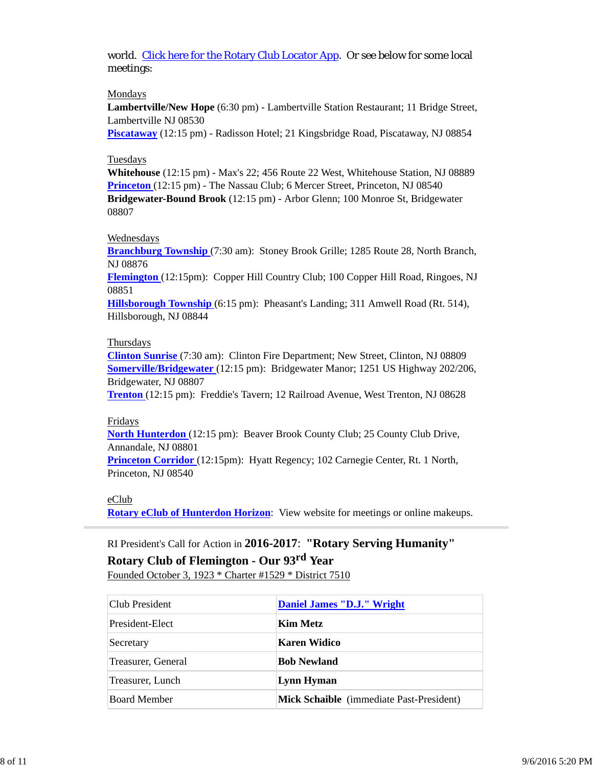world. Click here for the Rotary Club Locator App. Or see below for some local meetings:

Mondays
**Lambertville/New Hope** (6:30 pm) - Lambertville Station Restaurant; 11 Bridge Street, Lambertville NJ 08530
**Piscataway** (12:15 pm) - Radisson Hotel; 21 Kingsbridge Road, Piscataway, NJ 08854

Tuesdays
**Whitehouse** (12:15 pm) - Max's 22; 456 Route 22 West, Whitehouse Station, NJ 08889
**Princeton** (12:15 pm) - The Nassau Club; 6 Mercer Street, Princeton, NJ 08540
**Bridgewater-Bound Brook** (12:15 pm) - Arbor Glenn; 100 Monroe St, Bridgewater 08807

Wednesdays
**Branchburg Township** (7:30 am): Stoney Brook Grille; 1285 Route 28, North Branch, NJ 08876
**Flemington** (12:15pm): Copper Hill Country Club; 100 Copper Hill Road, Ringoes, NJ 08851
**Hillsborough Township** (6:15 pm): Pheasant's Landing; 311 Amwell Road (Rt. 514), Hillsborough, NJ 08844

Thursdays
**Clinton Sunrise** (7:30 am): Clinton Fire Department; New Street, Clinton, NJ 08809
**Somerville/Bridgewater** (12:15 pm): Bridgewater Manor; 1251 US Highway 202/206, Bridgewater, NJ 08807
**Trenton** (12:15 pm): Freddie's Tavern; 12 Railroad Avenue, West Trenton, NJ 08628

Fridays
**North Hunterdon** (12:15 pm): Beaver Brook County Club; 25 County Club Drive, Annandale, NJ 08801
**Princeton Corridor** (12:15pm): Hyatt Regency; 102 Carnegie Center, Rt. 1 North, Princeton, NJ 08540

eClub
**Rotary eClub of Hunterdon Horizon**: View website for meetings or online makeups.

---

RI President's Call for Action in **2016-2017**: **"Rotary Serving Humanity"**

**Rotary Club of Flemington - Our 93rd Year**

Founded October 3, 1923 * Charter #1529 * District 7510

| Club President | **Daniel James "D.J." Wright** |
|---|---|
| President-Elect | **Kim Metz** |
| Secretary | **Karen Widico** |
| Treasurer, General | **Bob Newland** |
| Treasurer, Lunch | **Lynn Hyman** |
| Board Member | **Mick Schaible** (immediate Past-President) |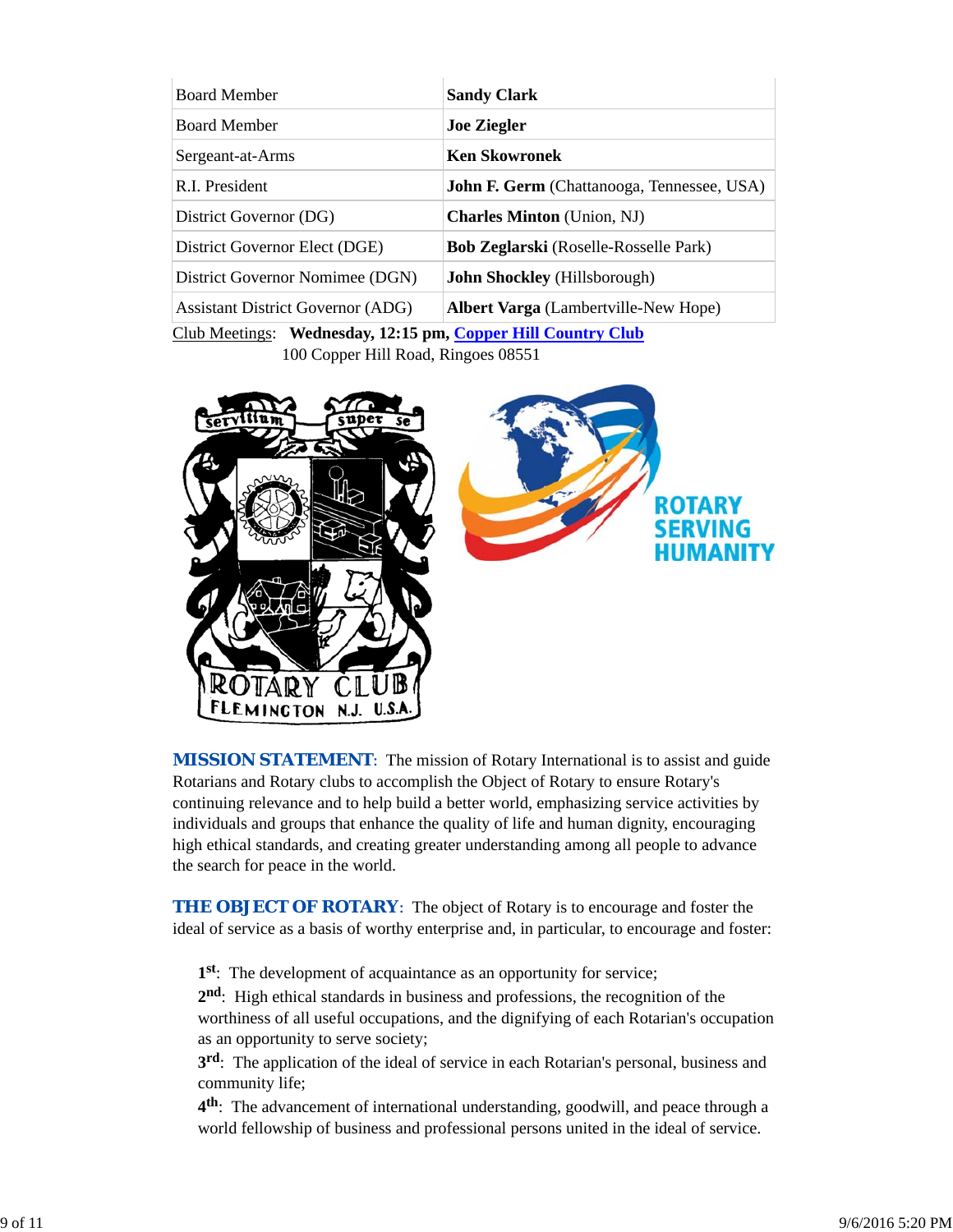| Board Member | **Sandy Clark** |
|---|---|
| Board Member | **Joe Ziegler** |
| Sergeant-at-Arms | **Ken Skowronek** |
| R.I. President | **John F. Germ** (Chattanooga, Tennessee, USA) |
| District Governor (DG) | **Charles Minton** (Union, NJ) |
| District Governor Elect (DGE) | **Bob Zeglarski** (Roselle-Rosselle Park) |
| District Governor Nomimee (DGN) | **John Shockley** (Hillsborough) |
| Assistant District Governor (ADG) | **Albert Varga** (Lambertville-New Hope) |

Club Meetings: **Wednesday, 12:15 pm, Copper Hill Country Club**
100 Copper Hill Road, Ringoes 08551

**MISSION STATEMENT**: The mission of Rotary International is to assist and guide Rotarians and Rotary clubs to accomplish the Object of Rotary to ensure Rotary's continuing relevance and to help build a better world, emphasizing service activities by individuals and groups that enhance the quality of life and human dignity, encouraging high ethical standards, and creating greater understanding among all people to advance the search for peace in the world.

**THE OBJECT OF ROTARY**: The object of Rotary is to encourage and foster the ideal of service as a basis of worthy enterprise and, in particular, to encourage and foster:

**1st**: The development of acquaintance as an opportunity for service;
**2nd**: High ethical standards in business and professions, the recognition of the worthiness of all useful occupations, and the dignifying of each Rotarian's occupation as an opportunity to serve society;
**3rd**: The application of the ideal of service in each Rotarian's personal, business and community life;
**4th**: The advancement of international understanding, goodwill, and peace through a world fellowship of business and professional persons united in the ideal of service.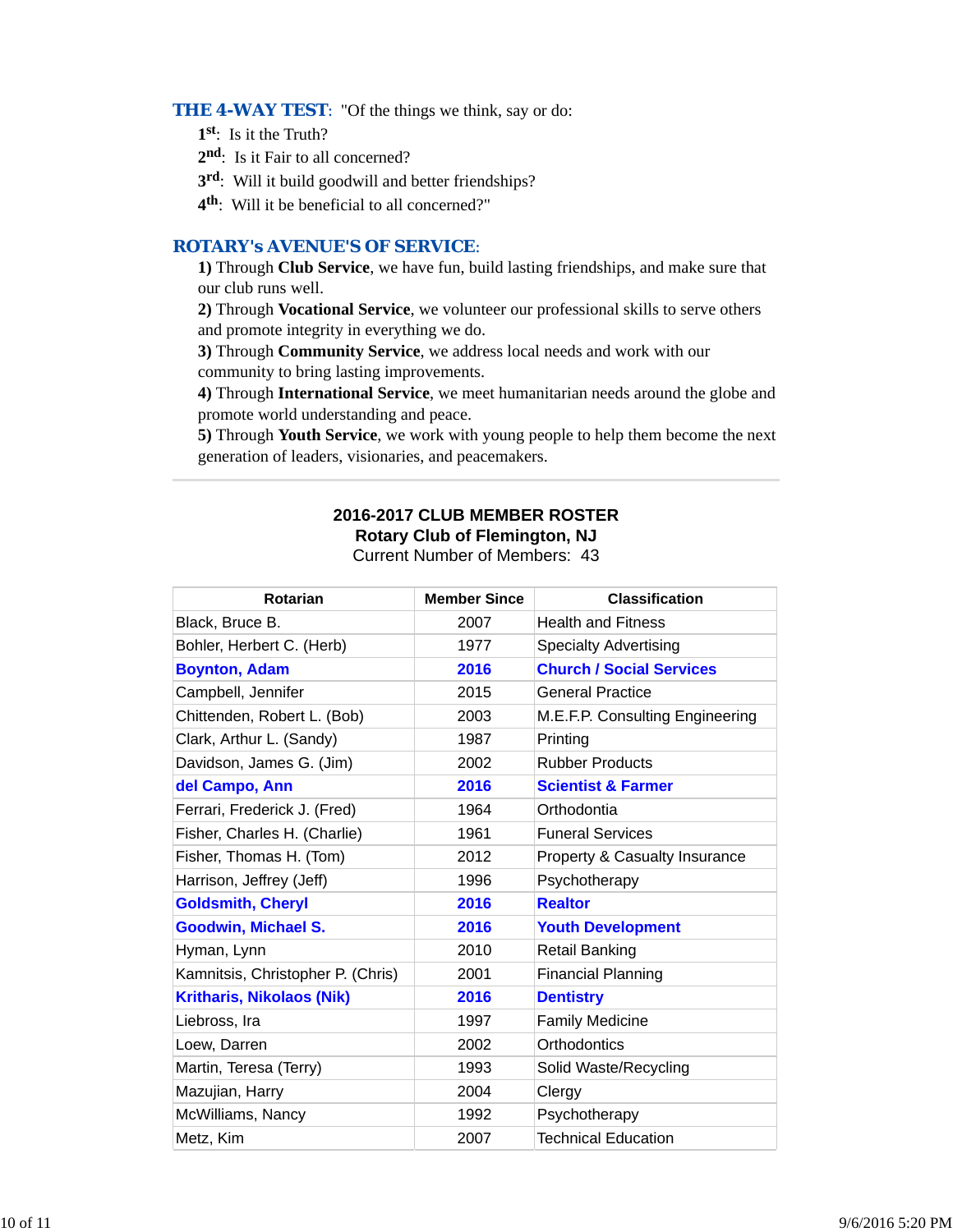**THE 4-WAY TEST**: "Of the things we think, say or do:

1st: Is it the Truth?
2nd: Is it Fair to all concerned?
3rd: Will it build goodwill and better friendships?
4th: Will it be beneficial to all concerned?"

**ROTARY's AVENUE'S OF SERVICE**:

**1)** Through **Club Service**, we have fun, build lasting friendships, and make sure that our club runs well.
**2)** Through **Vocational Service**, we volunteer our professional skills to serve others and promote integrity in everything we do.
**3)** Through **Community Service**, we address local needs and work with our community to bring lasting improvements.
**4)** Through **International Service**, we meet humanitarian needs around the globe and promote world understanding and peace.
**5)** Through **Youth Service**, we work with young people to help them become the next generation of leaders, visionaries, and peacemakers.

---

**2016-2017 CLUB MEMBER ROSTER**
**Rotary Club of Flemington, NJ**
Current Number of Members: 43

| Rotarian | Member Since | Classification |
|---|---|---|
| Black, Bruce B. | 2007 | Health and Fitness |
| Bohler, Herbert C. (Herb) | 1977 | Specialty Advertising |
| **Boynton, Adam** | **2016** | **Church / Social Services** |
| Campbell, Jennifer | 2015 | General Practice |
| Chittenden, Robert L. (Bob) | 2003 | M.E.F.P. Consulting Engineering |
| Clark, Arthur L. (Sandy) | 1987 | Printing |
| Davidson, James G. (Jim) | 2002 | Rubber Products |
| **del Campo, Ann** | **2016** | **Scientist & Farmer** |
| Ferrari, Frederick J. (Fred) | 1964 | Orthodontia |
| Fisher, Charles H. (Charlie) | 1961 | Funeral Services |
| Fisher, Thomas H. (Tom) | 2012 | Property & Casualty Insurance |
| Harrison, Jeffrey (Jeff) | 1996 | Psychotherapy |
| **Goldsmith, Cheryl** | **2016** | **Realtor** |
| **Goodwin, Michael S.** | **2016** | **Youth Development** |
| Hyman, Lynn | 2010 | Retail Banking |
| Kamnitsis, Christopher P. (Chris) | 2001 | Financial Planning |
| **Kritharis, Nikolaos (Nik)** | **2016** | **Dentistry** |
| Liebross, Ira | 1997 | Family Medicine |
| Loew, Darren | 2002 | Orthodontics |
| Martin, Teresa (Terry) | 1993 | Solid Waste/Recycling |
| Mazujian, Harry | 2004 | Clergy |
| McWilliams, Nancy | 1992 | Psychotherapy |
| Metz, Kim | 2007 | Technical Education |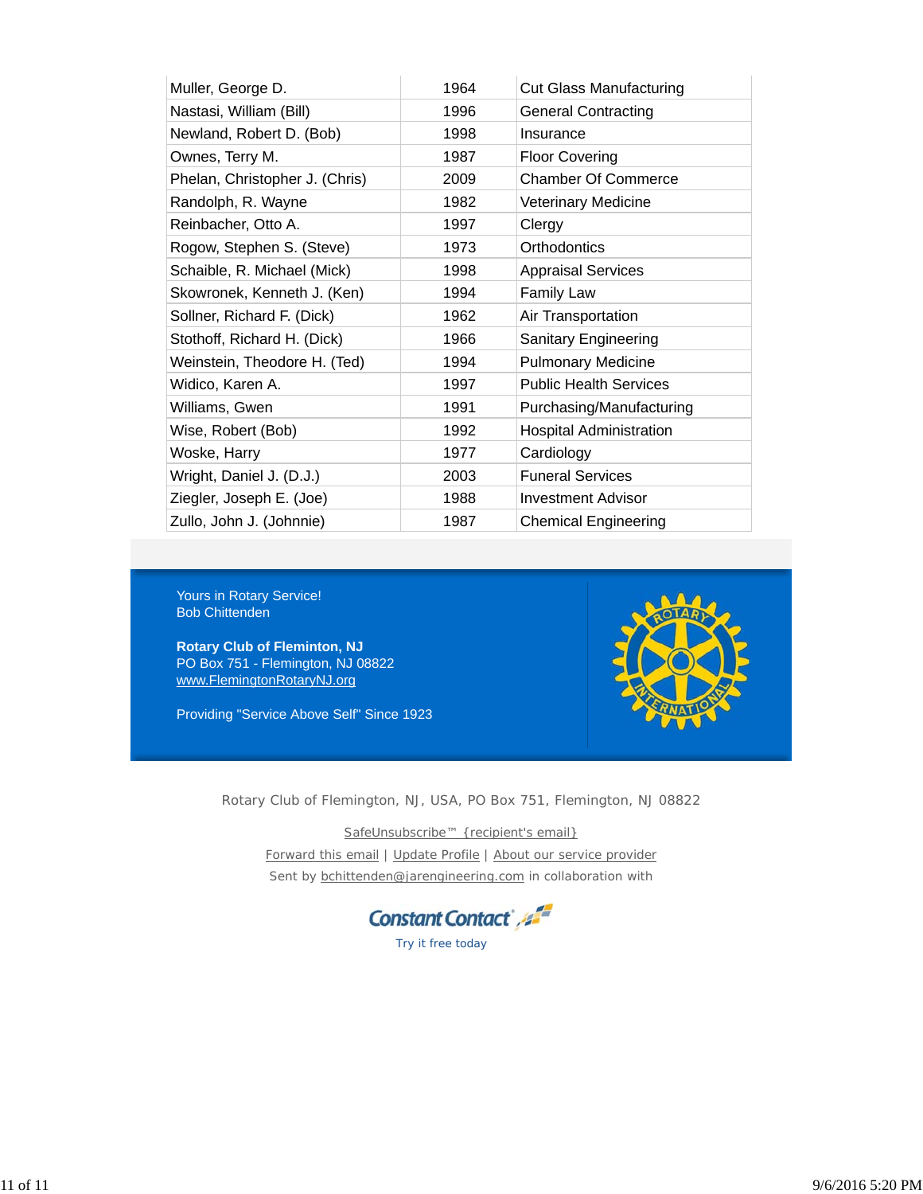| | | |
|---|---|---|
| Muller, George D. | 1964 | Cut Glass Manufacturing |
| Nastasi, William (Bill) | 1996 | General Contracting |
| Newland, Robert D. (Bob) | 1998 | Insurance |
| Ownes, Terry M. | 1987 | Floor Covering |
| Phelan, Christopher J. (Chris) | 2009 | Chamber Of Commerce |
| Randolph, R. Wayne | 1982 | Veterinary Medicine |
| Reinbacher, Otto A. | 1997 | Clergy |
| Rogow, Stephen S. (Steve) | 1973 | Orthodontics |
| Schaible, R. Michael (Mick) | 1998 | Appraisal Services |
| Skowronek, Kenneth J. (Ken) | 1994 | Family Law |
| Sollner, Richard F. (Dick) | 1962 | Air Transportation |
| Stothoff, Richard H. (Dick) | 1966 | Sanitary Engineering |
| Weinstein, Theodore H. (Ted) | 1994 | Pulmonary Medicine |
| Widico, Karen A. | 1997 | Public Health Services |
| Williams, Gwen | 1991 | Purchasing/Manufacturing |
| Wise, Robert (Bob) | 1992 | Hospital Administration |
| Woske, Harry | 1977 | Cardiology |
| Wright, Daniel J. (D.J.) | 2003 | Funeral Services |
| Ziegler, Joseph E. (Joe) | 1988 | Investment Advisor |
| Zullo, John J. (Johnnie) | 1987 | Chemical Engineering |

Yours in Rotary Service!
Bob Chittenden

**Rotary Club of Fleminton, NJ**
PO Box 751 - Flemington, NJ 08822
www.FlemingtonRotaryNJ.org

Providing "Service Above Self" Since 1923

Rotary Club of Flemington, NJ, USA, PO Box 751, Flemington, NJ 08822

SafeUnsubscribe™ {recipient's email}

Forward this email | Update Profile | About our service provider

Sent by bchittenden@jarengineering.com in collaboration with

Constant Contact

Try it free today